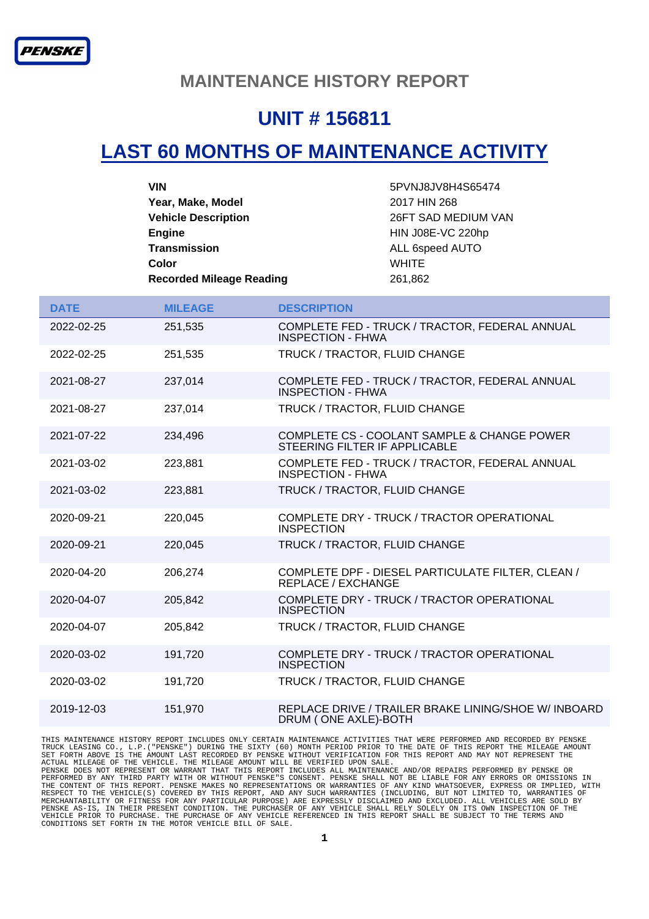PENSKE

# MAINTENANCE HISTORY REPORT

## UNIT # 156811

## LAST 60 MONTHS OF MAINTENANCE ACTIVITY

| | |
|---|---|
| **VIN** | 5PVNJ8JV8H4S65474 |
| **Year, Make, Model** | 2017 HIN 268 |
| **Vehicle Description** | 26FT SAD MEDIUM VAN |
| **Engine** | HIN J08E-VC 220hp |
| **Transmission** | ALL 6speed AUTO |
| **Color** | WHITE |
| **Recorded Mileage Reading** | 261,862 |

| DATE | MILEAGE | DESCRIPTION |
|---|---|---|
| 2022-02-25 | 251,535 | COMPLETE FED - TRUCK / TRACTOR, FEDERAL ANNUAL INSPECTION - FHWA |
| 2022-02-25 | 251,535 | TRUCK / TRACTOR, FLUID CHANGE |
| 2021-08-27 | 237,014 | COMPLETE FED - TRUCK / TRACTOR, FEDERAL ANNUAL INSPECTION - FHWA |
| 2021-08-27 | 237,014 | TRUCK / TRACTOR, FLUID CHANGE |
| 2021-07-22 | 234,496 | COMPLETE CS - COOLANT SAMPLE & CHANGE POWER STEERING FILTER IF APPLICABLE |
| 2021-03-02 | 223,881 | COMPLETE FED - TRUCK / TRACTOR, FEDERAL ANNUAL INSPECTION - FHWA |
| 2021-03-02 | 223,881 | TRUCK / TRACTOR, FLUID CHANGE |
| 2020-09-21 | 220,045 | COMPLETE DRY - TRUCK / TRACTOR OPERATIONAL INSPECTION |
| 2020-09-21 | 220,045 | TRUCK / TRACTOR, FLUID CHANGE |
| 2020-04-20 | 206,274 | COMPLETE DPF - DIESEL PARTICULATE FILTER, CLEAN / REPLACE / EXCHANGE |
| 2020-04-07 | 205,842 | COMPLETE DRY - TRUCK / TRACTOR OPERATIONAL INSPECTION |
| 2020-04-07 | 205,842 | TRUCK / TRACTOR, FLUID CHANGE |
| 2020-03-02 | 191,720 | COMPLETE DRY - TRUCK / TRACTOR OPERATIONAL INSPECTION |
| 2020-03-02 | 191,720 | TRUCK / TRACTOR, FLUID CHANGE |
| 2019-12-03 | 151,970 | REPLACE DRIVE / TRAILER BRAKE LINING/SHOE W/ INBOARD DRUM ( ONE AXLE)-BOTH |

THIS MAINTENANCE HISTORY REPORT INCLUDES ONLY CERTAIN MAINTENANCE ACTIVITIES THAT WERE PERFORMED AND RECORDED BY PENSKE TRUCK LEASING CO., L.P.("PENSKE") DURING THE SIXTY (60) MONTH PERIOD PRIOR TO THE DATE OF THIS REPORT THE MILEAGE AMOUNT SET FORTH ABOVE IS THE AMOUNT LAST RECORDED BY PENSKE WITHOUT VERIFICATION FOR THIS REPORT AND MAY NOT REPRESENT THE ACTUAL MILEAGE OF THE VEHICLE. THE MILEAGE AMOUNT WILL BE VERIFIED UPON SALE.
PENSKE DOES NOT REPRESENT OR WARRANT THAT THIS REPORT INCLUDES ALL MAINTENANCE AND/OR REPAIRS PERFORMED BY PENSKE OR PERFORMED BY ANY THIRD PARTY WITH OR WITHOUT PENSKE"S CONSENT. PENSKE SHALL NOT BE LIABLE FOR ANY ERRORS OR OMISSIONS IN THE CONTENT OF THIS REPORT. PENSKE MAKES NO REPRESENTATIONS OR WARRANTIES OF ANY KIND WHATSOEVER, EXPRESS OR IMPLIED, WITH RESPECT TO THE VEHICLE(S) COVERED BY THIS REPORT, AND ANY SUCH WARRANTIES (INCLUDING, BUT NOT LIMITED TO, WARRANTIES OF MERCHANTABILITY OR FITNESS FOR ANY PARTICULAR PURPOSE) ARE EXPRESSLY DISCLAIMED AND EXCLUDED. ALL VEHICLES ARE SOLD BY PENSKE AS-IS, IN THEIR PRESENT CONDITION. THE PURCHASER OF ANY VEHICLE SHALL RELY SOLELY ON ITS OWN INSPECTION OF THE VEHICLE PRIOR TO PURCHASE. THE PURCHASE OF ANY VEHICLE REFERENCED IN THIS REPORT SHALL BE SUBJECT TO THE TERMS AND CONDITIONS SET FORTH IN THE MOTOR VEHICLE BILL OF SALE.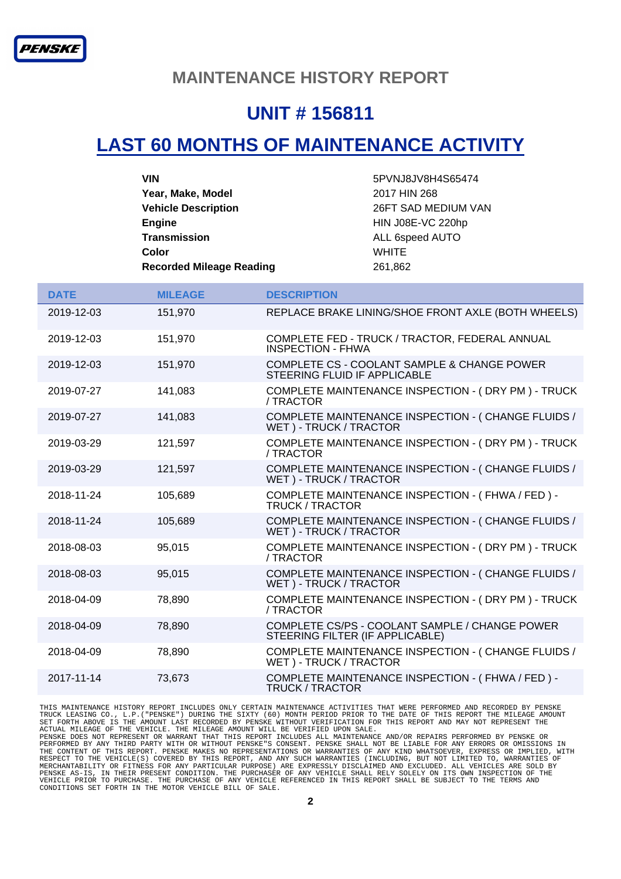PENSKE

# MAINTENANCE HISTORY REPORT

## UNIT # 156811

## LAST 60 MONTHS OF MAINTENANCE ACTIVITY

| | |
|---|---|
| **VIN** | 5PVNJ8JV8H4S65474 |
| **Year, Make, Model** | 2017 HIN 268 |
| **Vehicle Description** | 26FT SAD MEDIUM VAN |
| **Engine** | HIN J08E-VC 220hp |
| **Transmission** | ALL 6speed AUTO |
| **Color** | WHITE |
| **Recorded Mileage Reading** | 261,862 |

| DATE | MILEAGE | DESCRIPTION |
|---|---|---|
| 2019-12-03 | 151,970 | REPLACE BRAKE LINING/SHOE FRONT AXLE (BOTH WHEELS) |
| 2019-12-03 | 151,970 | COMPLETE FED - TRUCK / TRACTOR, FEDERAL ANNUAL INSPECTION - FHWA |
| 2019-12-03 | 151,970 | COMPLETE CS - COOLANT SAMPLE & CHANGE POWER STEERING FLUID IF APPLICABLE |
| 2019-07-27 | 141,083 | COMPLETE MAINTENANCE INSPECTION - ( DRY PM ) - TRUCK / TRACTOR |
| 2019-07-27 | 141,083 | COMPLETE MAINTENANCE INSPECTION - ( CHANGE FLUIDS / WET ) - TRUCK / TRACTOR |
| 2019-03-29 | 121,597 | COMPLETE MAINTENANCE INSPECTION - ( DRY PM ) - TRUCK / TRACTOR |
| 2019-03-29 | 121,597 | COMPLETE MAINTENANCE INSPECTION - ( CHANGE FLUIDS / WET ) - TRUCK / TRACTOR |
| 2018-11-24 | 105,689 | COMPLETE MAINTENANCE INSPECTION - ( FHWA / FED ) - TRUCK / TRACTOR |
| 2018-11-24 | 105,689 | COMPLETE MAINTENANCE INSPECTION - ( CHANGE FLUIDS / WET ) - TRUCK / TRACTOR |
| 2018-08-03 | 95,015 | COMPLETE MAINTENANCE INSPECTION - ( DRY PM ) - TRUCK / TRACTOR |
| 2018-08-03 | 95,015 | COMPLETE MAINTENANCE INSPECTION - ( CHANGE FLUIDS / WET ) - TRUCK / TRACTOR |
| 2018-04-09 | 78,890 | COMPLETE MAINTENANCE INSPECTION - ( DRY PM ) - TRUCK / TRACTOR |
| 2018-04-09 | 78,890 | COMPLETE CS/PS - COOLANT SAMPLE / CHANGE POWER STEERING FILTER (IF APPLICABLE) |
| 2018-04-09 | 78,890 | COMPLETE MAINTENANCE INSPECTION - ( CHANGE FLUIDS / WET ) - TRUCK / TRACTOR |
| 2017-11-14 | 73,673 | COMPLETE MAINTENANCE INSPECTION - ( FHWA / FED ) - TRUCK / TRACTOR |

THIS MAINTENANCE HISTORY REPORT INCLUDES ONLY CERTAIN MAINTENANCE ACTIVITIES THAT WERE PERFORMED AND RECORDED BY PENSKE TRUCK LEASING CO., L.P.("PENSKE") DURING THE SIXTY (60) MONTH PERIOD PRIOR TO THE DATE OF THIS REPORT THE MILEAGE AMOUNT SET FORTH ABOVE IS THE AMOUNT LAST RECORDED BY PENSKE WITHOUT VERIFICATION FOR THIS REPORT AND MAY NOT REPRESENT THE ACTUAL MILEAGE OF THE VEHICLE. THE MILEAGE AMOUNT WILL BE VERIFIED UPON SALE.
PENSKE DOES NOT REPRESENT OR WARRANT THAT THIS REPORT INCLUDES ALL MAINTENANCE AND/OR REPAIRS PERFORMED BY PENSKE OR PERFORMED BY ANY THIRD PARTY WITH OR WITHOUT PENSKE"S CONSENT. PENSKE SHALL NOT BE LIABLE FOR ANY ERRORS OR OMISSIONS IN THE CONTENT OF THIS REPORT. PENSKE MAKES NO REPRESENTATIONS OR WARRANTIES OF ANY KIND WHATSOEVER, EXPRESS OR IMPLIED, WITH RESPECT TO THE VEHICLE(S) COVERED BY THIS REPORT, AND ANY SUCH WARRANTIES (INCLUDING, BUT NOT LIMITED TO, WARRANTIES OF MERCHANTABILITY OR FITNESS FOR ANY PARTICULAR PURPOSE) ARE EXPRESSLY DISCLAIMED AND EXCLUDED. ALL VEHICLES ARE SOLD BY PENSKE AS-IS, IN THEIR PRESENT CONDITION. THE PURCHASER OF ANY VEHICLE SHALL RELY SOLELY ON ITS OWN INSPECTION OF THE VEHICLE PRIOR TO PURCHASE. THE PURCHASE OF ANY VEHICLE REFERENCED IN THIS REPORT SHALL BE SUBJECT TO THE TERMS AND CONDITIONS SET FORTH IN THE MOTOR VEHICLE BILL OF SALE.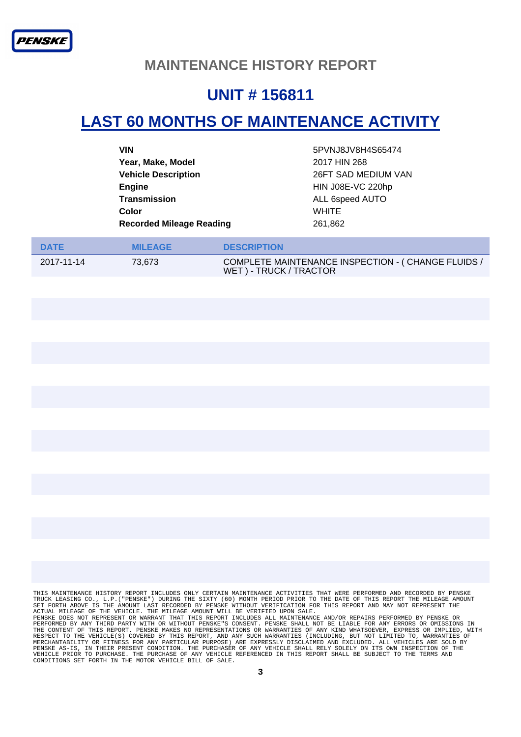PENSKE

## MAINTENANCE HISTORY REPORT

# UNIT # 156811

# LAST 60 MONTHS OF MAINTENANCE ACTIVITY

| | |
|---|---|
| **VIN** | 5PVNJ8JV8H4S65474 |
| **Year, Make, Model** | 2017 HIN 268 |
| **Vehicle Description** | 26FT SAD MEDIUM VAN |
| **Engine** | HIN J08E-VC 220hp |
| **Transmission** | ALL 6speed AUTO |
| **Color** | WHITE |
| **Recorded Mileage Reading** | 261,862 |

| DATE | MILEAGE | DESCRIPTION |
|---|---|---|
| 2017-11-14 | 73,673 | COMPLETE MAINTENANCE INSPECTION - ( CHANGE FLUIDS / WET ) - TRUCK / TRACTOR |

THIS MAINTENANCE HISTORY REPORT INCLUDES ONLY CERTAIN MAINTENANCE ACTIVITIES THAT WERE PERFORMED AND RECORDED BY PENSKE TRUCK LEASING CO., L.P.("PENSKE") DURING THE SIXTY (60) MONTH PERIOD PRIOR TO THE DATE OF THIS REPORT THE MILEAGE AMOUNT SET FORTH ABOVE IS THE AMOUNT LAST RECORDED BY PENSKE WITHOUT VERIFICATION FOR THIS REPORT AND MAY NOT REPRESENT THE ACTUAL MILEAGE OF THE VEHICLE. THE MILEAGE AMOUNT WILL BE VERIFIED UPON SALE.
PENSKE DOES NOT REPRESENT OR WARRANT THAT THIS REPORT INCLUDES ALL MAINTENANCE AND/OR REPAIRS PERFORMED BY PENSKE OR PERFORMED BY ANY THIRD PARTY WITH OR WITHOUT PENSKE"S CONSENT. PENSKE SHALL NOT BE LIABLE FOR ANY ERRORS OR OMISSIONS IN THE CONTENT OF THIS REPORT. PENSKE MAKES NO REPRESENTATIONS OR WARRANTIES OF ANY KIND WHATSOEVER, EXPRESS OR IMPLIED, WITH RESPECT TO THE VEHICLE(S) COVERED BY THIS REPORT, AND ANY SUCH WARRANTIES (INCLUDING, BUT NOT LIMITED TO, WARRANTIES OF MERCHANTABILITY OR FITNESS FOR ANY PARTICULAR PURPOSE) ARE EXPRESSLY DISCLAIMED AND EXCLUDED. ALL VEHICLES ARE SOLD BY PENSKE AS-IS, IN THEIR PRESENT CONDITION. THE PURCHASER OF ANY VEHICLE SHALL RELY SOLELY ON ITS OWN INSPECTION OF THE VEHICLE PRIOR TO PURCHASE. THE PURCHASE OF ANY VEHICLE REFERENCED IN THIS REPORT SHALL BE SUBJECT TO THE TERMS AND CONDITIONS SET FORTH IN THE MOTOR VEHICLE BILL OF SALE.